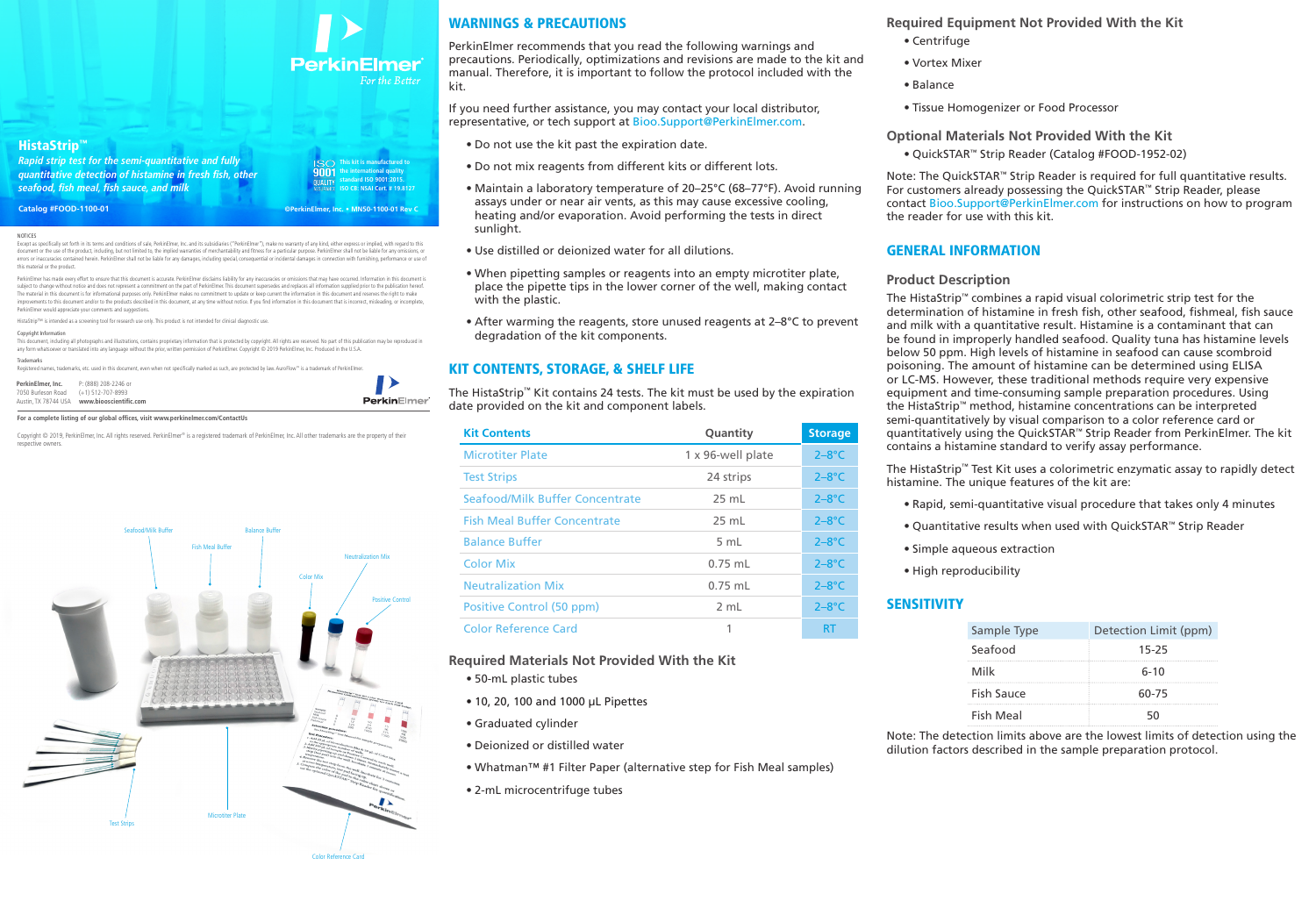# HistaStrip™

*Rapid strip test for the semi-quantitative and fully quantitative detection of histamine in fresh fish, other seafood, fish meal, fish sauce, and milk*

**Catalog #FOOD-1100-01**

PerkinElmer *For the Better*

ISO 9001 QUALITY — This kit is manufactured to the international quality standard ISO 9001:2015. ISO Cert. NSAI Cert. # 19.8127

©PerkinElmer, Inc. • MN50-1100-01 Rev C

NOTICES

Except as specifically set forth in its terms and conditions of sale, PerkinElmer, Inc. and its subsidiaries ("PerkinElmer"), make no warranty of any kind, either express or implied, with regard to this document or the use of the product, including, but not limited to, the implied warranties of merchantability and fitness for a particular purpose. PerkinElmer shall not be liable for any errors, omissions, or errors or inaccuracies contained herein. PerkinElmer shall not be liable for any damages, including special, consequential or incidental damages in connection with furnishing, performance or use of this material or the product.

PerkinElmer has made every effort to ensure that this document is accurate. PerkinElmer disclaims liability for any inaccuracies or omissions that may have occurred. Information in this document is subject to change without notice and does not represent a commitment on the part of PerkinElmer. This document supersedes and replaces all information supplied prior to the publication hereof. The material in this document is for informational purposes only. PerkinElmer makes no commitment to update or keep current the information in this document and reserves the right to make improvements to this document and/or to the products described in this document, at any time without notice. If you find information in this document that is incorrect, misleading, or incomplete, PerkinElmer would appreciate your comments and suggestions.

HistaStrip™ is intended as a screening tool for research use only. This product is not intended for clinical diagnostic use.

Copyright Information

This document, including all photographs and illustrations, contains proprietary information that is protected by copyright. All rights are reserved. No part of this publication may be reproduced in any form whatsoever or translated into any language without the prior, written permission of PerkinElmer. Copyright © 2019 PerkinElmer, Inc. Produced in the U.S.A.

Trademarks

Registered names, trademarks, etc. used in this document, even when not specifically marked as such, are protected by law. AuroFlow™ is a trademark of PerkinElmer.

**PerkinElmer, Inc.**
7050 Burleson Road
Austin, TX 78744 USA

P: (888) 208-2246 or
(+1) 512-707-8993
**www.biooscientific.com**

**For a complete listing of our global offices, visit www.perkinelmer.com/ContactUs**

Copyright © 2019, PerkinElmer, Inc. All rights reserved. PerkinElmer® is a registered trademark of PerkinElmer, Inc. All other trademarks are the property of their respective owners.

Seafood/Milk Buffer · Balance Buffer · Fish Meal Buffer · Neutralization Mix · Color Mix · Positive Control · Test Strips · Microtiter Plate · Color Reference Card

## WARNINGS & PRECAUTIONS

PerkinElmer recommends that you read the following warnings and precautions. Periodically, optimizations and revisions are made to the kit and manual. Therefore, it is important to follow the protocol included with the kit.

If you need further assistance, you may contact your local distributor, representative, or tech support at Bioo.Support@PerkinElmer.com.

- Do not use the kit past the expiration date.
- Do not mix reagents from different kits or different lots.
- Maintain a laboratory temperature of 20–25°C (68–77°F). Avoid running assays under or near air vents, as this may cause excessive cooling, heating and/or evaporation. Avoid performing the tests in direct sunlight.
- Use distilled or deionized water for all dilutions.
- When pipetting samples or reagents into an empty microtiter plate, place the pipette tips in the lower corner of the well, making contact with the plastic.
- After warming the reagents, store unused reagents at 2–8°C to prevent degradation of the kit components.

## KIT CONTENTS, STORAGE, & SHELF LIFE

The HistaStrip™ Kit contains 24 tests. The kit must be used by the expiration date provided on the kit and component labels.

| Kit Contents | Quantity | Storage |
|---|---|---|
| Microtiter Plate | 1 x 96-well plate | 2–8°C |
| Test Strips | 24 strips | 2–8°C |
| Seafood/Milk Buffer Concentrate | 25 mL | 2–8°C |
| Fish Meal Buffer Concentrate | 25 mL | 2–8°C |
| Balance Buffer | 5 mL | 2–8°C |
| Color Mix | 0.75 mL | 2–8°C |
| Neutralization Mix | 0.75 mL | 2–8°C |
| Positive Control (50 ppm) | 2 mL | 2–8°C |
| Color Reference Card | 1 | RT |

### Required Materials Not Provided With the Kit

- 50-mL plastic tubes
- 10, 20, 100 and 1000 µL Pipettes
- Graduated cylinder
- Deionized or distilled water
- Whatman™ #1 Filter Paper (alternative step for Fish Meal samples)
- 2-mL microcentrifuge tubes

### Required Equipment Not Provided With the Kit

- Centrifuge
- Vortex Mixer
- Balance
- Tissue Homogenizer or Food Processor

### Optional Materials Not Provided With the Kit

- QuickSTAR™ Strip Reader (Catalog #FOOD-1952-02)

Note: The QuickSTAR™ Strip Reader is required for full quantitative results. For customers already possessing the QuickSTAR™ Strip Reader, please contact Bioo.Support@PerkinElmer.com for instructions on how to program the reader for use with this kit.

## GENERAL INFORMATION

### Product Description

The HistaStrip™ combines a rapid visual colorimetric strip test for the determination of histamine in fresh fish, other seafood, fishmeal, fish sauce and milk with a quantitative result. Histamine is a contaminant that can be found in improperly handled seafood. Quality tuna has histamine levels below 50 ppm. High levels of histamine in seafood can cause scombroid poisoning. The amount of histamine can be determined using ELISA or LC-MS. However, these traditional methods require very expensive equipment and time-consuming sample preparation procedures. Using the HistaStrip™ method, histamine concentrations can be interpreted semi-quantitatively by visual comparison to a color reference card or quantitatively using the QuickSTAR™ Strip Reader from PerkinElmer. The kit contains a histamine standard to verify assay performance.

The HistaStrip™ Test Kit uses a colorimetric enzymatic assay to rapidly detect histamine. The unique features of the kit are:

- Rapid, semi-quantitative visual procedure that takes only 4 minutes
- Quantitative results when used with QuickSTAR™ Strip Reader
- Simple aqueous extraction
- High reproducibility

## SENSITIVITY

| Sample Type | Detection Limit (ppm) |
|---|---|
| Seafood | 15-25 |
| Milk | 6-10 |
| Fish Sauce | 60-75 |
| Fish Meal | 50 |

Note: The detection limits above are the lowest limits of detection using the dilution factors described in the sample preparation protocol.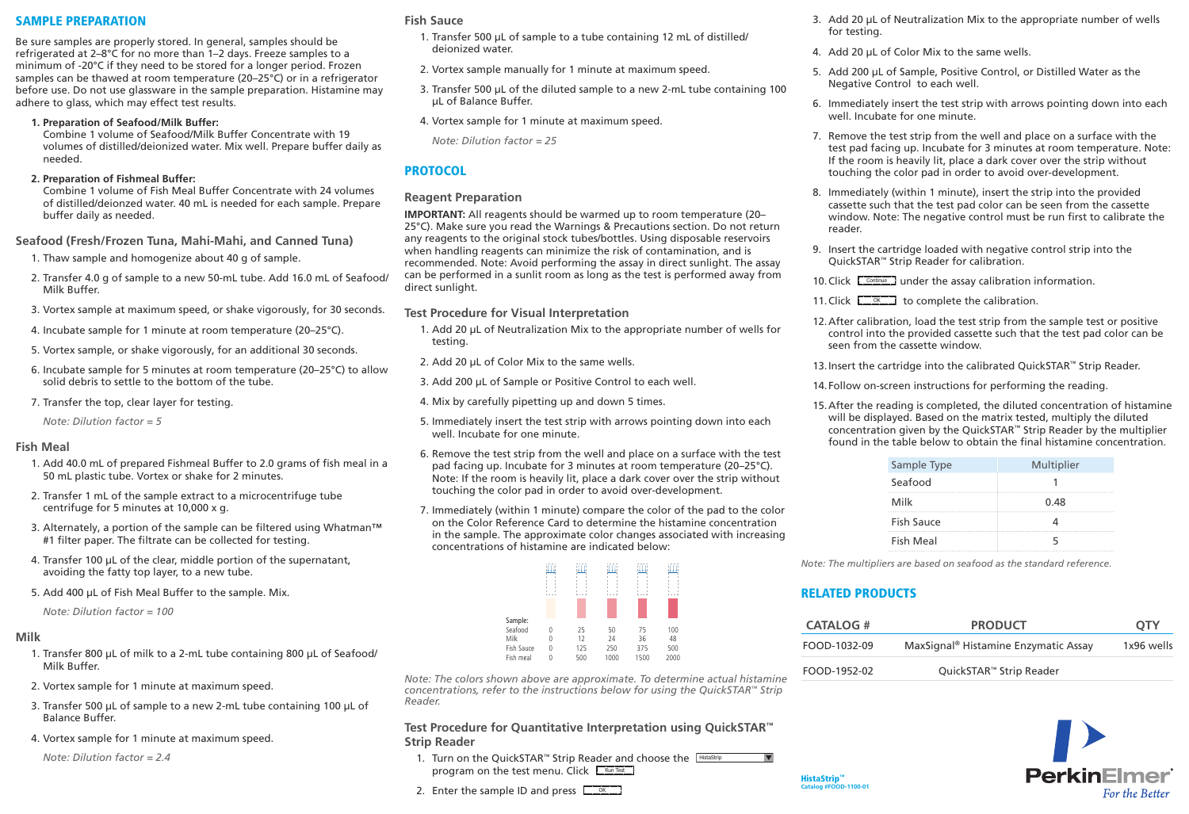## SAMPLE PREPARATION

Be sure samples are properly stored. In general, samples should be refrigerated at 2–8°C for no more than 1–2 days. Freeze samples to a minimum of -20°C if they need to be stored for a longer period. Frozen samples can be thawed at room temperature (20–25°C) or in a refrigerator before use. Do not use glassware in the sample preparation. Histamine may adhere to glass, which may effect test results.

1. **Preparation of Seafood/Milk Buffer:**
   Combine 1 volume of Seafood/Milk Buffer Concentrate with 19 volumes of distilled/deionized water. Mix well. Prepare buffer daily as needed.
2. **Preparation of Fishmeal Buffer:**
   Combine 1 volume of Fish Meal Buffer Concentrate with 24 volumes of distilled/deionzed water. 40 mL is needed for each sample. Prepare buffer daily as needed.

### Seafood (Fresh/Frozen Tuna, Mahi-Mahi, and Canned Tuna)

1. Thaw sample and homogenize about 40 g of sample.
2. Transfer 4.0 g of sample to a new 50-mL tube. Add 16.0 mL of Seafood/ Milk Buffer.
3. Vortex sample at maximum speed, or shake vigorously, for 30 seconds.
4. Incubate sample for 1 minute at room temperature (20–25°C).
5. Vortex sample, or shake vigorously, for an additional 30 seconds.
6. Incubate sample for 5 minutes at room temperature (20–25°C) to allow solid debris to settle to the bottom of the tube.
7. Transfer the top, clear layer for testing.

*Note: Dilution factor = 5*

### Fish Meal

1. Add 40.0 mL of prepared Fishmeal Buffer to 2.0 grams of fish meal in a 50 mL plastic tube. Vortex or shake for 2 minutes.
2. Transfer 1 mL of the sample extract to a microcentrifuge tube centrifuge for 5 minutes at 10,000 x g.
3. Alternately, a portion of the sample can be filtered using Whatman™ #1 filter paper. The filtrate can be collected for testing.
4. Transfer 100 µL of the clear, middle portion of the supernatant, avoiding the fatty top layer, to a new tube.
5. Add 400 µL of Fish Meal Buffer to the sample. Mix.

*Note: Dilution factor = 100*

### Milk

1. Transfer 800 µL of milk to a 2-mL tube containing 800 µL of Seafood/ Milk Buffer.
2. Vortex sample for 1 minute at maximum speed.
3. Transfer 500 µL of sample to a new 2-mL tube containing 100 µL of Balance Buffer.
4. Vortex sample for 1 minute at maximum speed.

*Note: Dilution factor = 2.4*

### Fish Sauce

1. Transfer 500 µL of sample to a tube containing 12 mL of distilled/ deionized water.
2. Vortex sample manually for 1 minute at maximum speed.
3. Transfer 500 µL of the diluted sample to a new 2-mL tube containing 100 µL of Balance Buffer.
4. Vortex sample for 1 minute at maximum speed.

*Note: Dilution factor = 25*

## PROTOCOL

### Reagent Preparation

**IMPORTANT:** All reagents should be warmed up to room temperature (20–25°C). Make sure you read the Warnings & Precautions section. Do not return any reagents to the original stock tubes/bottles. Using disposable reservoirs when handling reagents can minimize the risk of contamination, and is recommended. Note: Avoid performing the assay in direct sunlight. The assay can be performed in a sunlit room as long as the test is performed away from direct sunlight.

### Test Procedure for Visual Interpretation

1. Add 20 µL of Neutralization Mix to the appropriate number of wells for testing.
2. Add 20 µL of Color Mix to the same wells.
3. Add 200 µL of Sample or Positive Control to each well.
4. Mix by carefully pipetting up and down 5 times.
5. Immediately insert the test strip with arrows pointing down into each well. Incubate for one minute.
6. Remove the test strip from the well and place on a surface with the test pad facing up. Incubate for 3 minutes at room temperature (20–25°C). Note: If the room is heavily lit, place a dark cover over the strip without touching the color pad in order to avoid over-development.
7. Immediately (within 1 minute) compare the color of the pad to the color on the Color Reference Card to determine the histamine concentration in the sample. The approximate color changes associated with increasing concentrations of histamine are indicated below:

Sample:
Seafood 0 25 50 75 100
Milk 0 12 24 36 48
Fish Sauce 0 125 250 375 500
Fish meal 0 500 1000 1500 2000

*Note: The colors shown above are approximate. To determine actual histamine concentrations, refer to the instructions below for using the QuickSTAR™ Strip Reader.*

### Test Procedure for Quantitative Interpretation using QuickSTAR™ Strip Reader

1. Turn on the QuickSTAR™ Strip Reader and choose the HistaStrip program on the test menu. Click Run Test
2. Enter the sample ID and press OK
3. Add 20 µL of Neutralization Mix to the appropriate number of wells for testing.
4. Add 20 µL of Color Mix to the same wells.
5. Add 200 µL of Sample, Positive Control, or Distilled Water as the Negative Control to each well.
6. Immediately insert the test strip with arrows pointing down into each well. Incubate for one minute.
7. Remove the test strip from the well and place on a surface with the test pad facing up. Incubate for 3 minutes at room temperature. Note: If the room is heavily lit, place a dark cover over the strip without touching the color pad in order to avoid over-development.
8. Immediately (within 1 minute), insert the strip into the provided cassette such that the test pad color can be seen from the cassette window. Note: The negative control must be run first to calibrate the reader.
9. Insert the cartridge loaded with negative control strip into the QuickSTAR™ Strip Reader for calibration.
10. Click Continue under the assay calibration information.
11. Click OK to complete the calibration.
12. After calibration, load the test strip from the sample test or positive control into the provided cassette such that the test pad color can be seen from the cassette window.
13. Insert the cartridge into the calibrated QuickSTAR™ Strip Reader.
14. Follow on-screen instructions for performing the reading.
15. After the reading is completed, the diluted concentration of histamine will be displayed. Based on the matrix tested, multiply the diluted concentration given by the QuickSTAR™ Strip Reader by the multiplier found in the table below to obtain the final histamine concentration.

| Sample Type | Multiplier |
|---|---|
| Seafood | 1 |
| Milk | 0.48 |
| Fish Sauce | 4 |
| Fish Meal | 5 |

*Note: The multipliers are based on seafood as the standard reference.*

## RELATED PRODUCTS

| CATALOG # | PRODUCT | QTY |
|---|---|---|
| FOOD-1032-09 | MaxSignal® Histamine Enzymatic Assay | 1x96 wells |
| FOOD-1952-02 | QuickSTAR™ Strip Reader | |

HistaStrip™
Catalog #FOOD-1100-01

PerkinElmer
For the Better